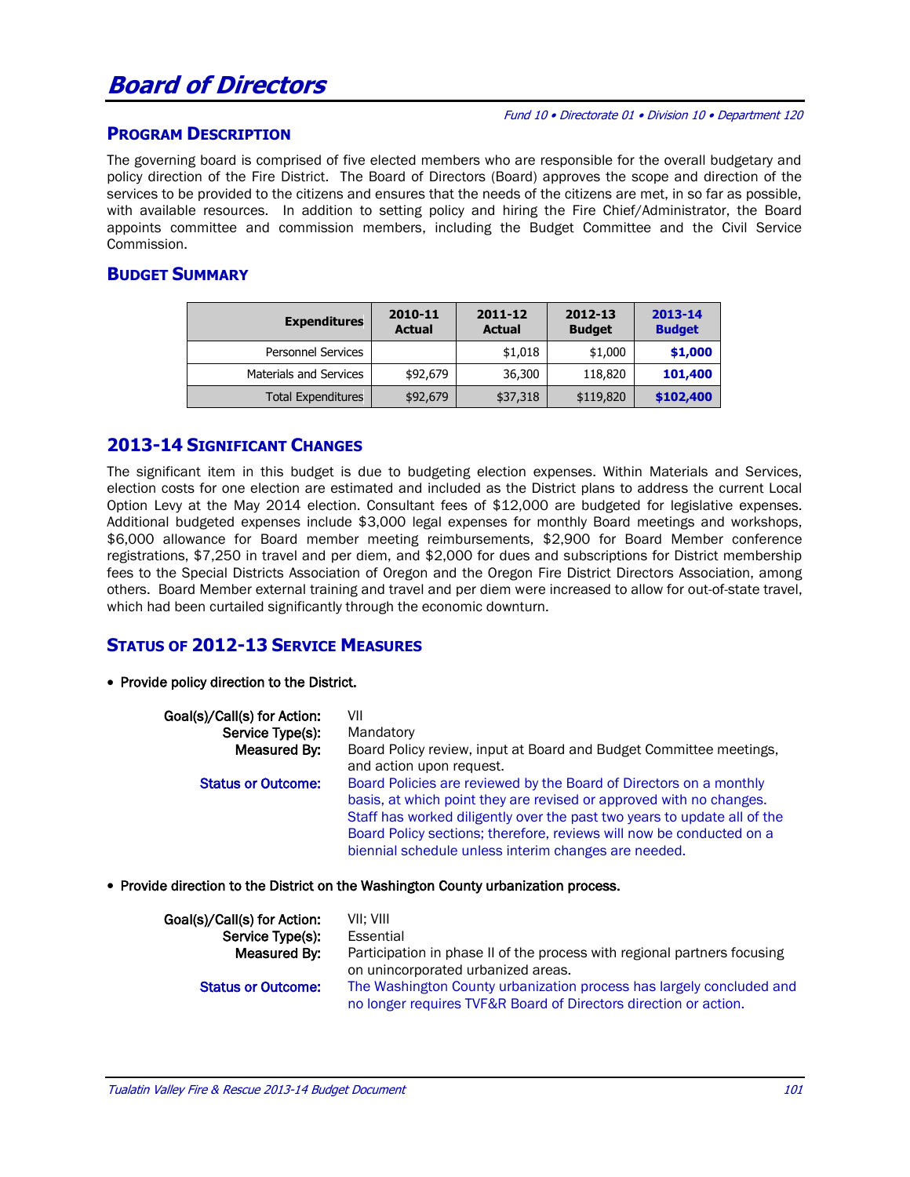# Board of Directors

*Fund 10 • Directorate 01 • Division 10 • Department 120*

## PROGRAM DESCRIPTION

The governing board is comprised of five elected members who are responsible for the overall budgetary and policy direction of the Fire District. The Board of Directors (Board) approves the scope and direction of the services to be provided to the citizens and ensures that the needs of the citizens are met, in so far as possible, with available resources. In addition to setting policy and hiring the Fire Chief/Administrator, the Board appoints committee and commission members, including the Budget Committee and the Civil Service Commission.

## BUDGET SUMMARY

| Expenditures | 2010-11 Actual | 2011-12 Actual | 2012-13 Budget | 2013-14 Budget |
|---|---|---|---|---|
| Personnel Services | | $1,018 | $1,000 | **$1,000** |
| Materials and Services | $92,679 | 36,300 | 118,820 | **101,400** |
| Total Expenditures | $92,679 | $37,318 | $119,820 | **$102,400** |

## 2013-14 SIGNIFICANT CHANGES

The significant item in this budget is due to budgeting election expenses. Within Materials and Services, election costs for one election are estimated and included as the District plans to address the current Local Option Levy at the May 2014 election. Consultant fees of $12,000 are budgeted for legislative expenses. Additional budgeted expenses include $3,000 legal expenses for monthly Board meetings and workshops, $6,000 allowance for Board member meeting reimbursements, $2,900 for Board Member conference registrations, $7,250 in travel and per diem, and $2,000 for dues and subscriptions for District membership fees to the Special Districts Association of Oregon and the Oregon Fire District Directors Association, among others. Board Member external training and travel and per diem were increased to allow for out-of-state travel, which had been curtailed significantly through the economic downturn.

## STATUS OF 2012-13 SERVICE MEASURES

- **Provide policy direction to the District.**

**Goal(s)/Call(s) for Action:** VII
**Service Type(s):** Mandatory
**Measured By:** Board Policy review, input at Board and Budget Committee meetings, and action upon request.
**Status or Outcome:** Board Policies are reviewed by the Board of Directors on a monthly basis, at which point they are revised or approved with no changes. Staff has worked diligently over the past two years to update all of the Board Policy sections; therefore, reviews will now be conducted on a biennial schedule unless interim changes are needed.

- **Provide direction to the District on the Washington County urbanization process.**

**Goal(s)/Call(s) for Action:** VII; VIII
**Service Type(s):** Essential
**Measured By:** Participation in phase II of the process with regional partners focusing on unincorporated urbanized areas.
**Status or Outcome:** The Washington County urbanization process has largely concluded and no longer requires TVF&R Board of Directors direction or action.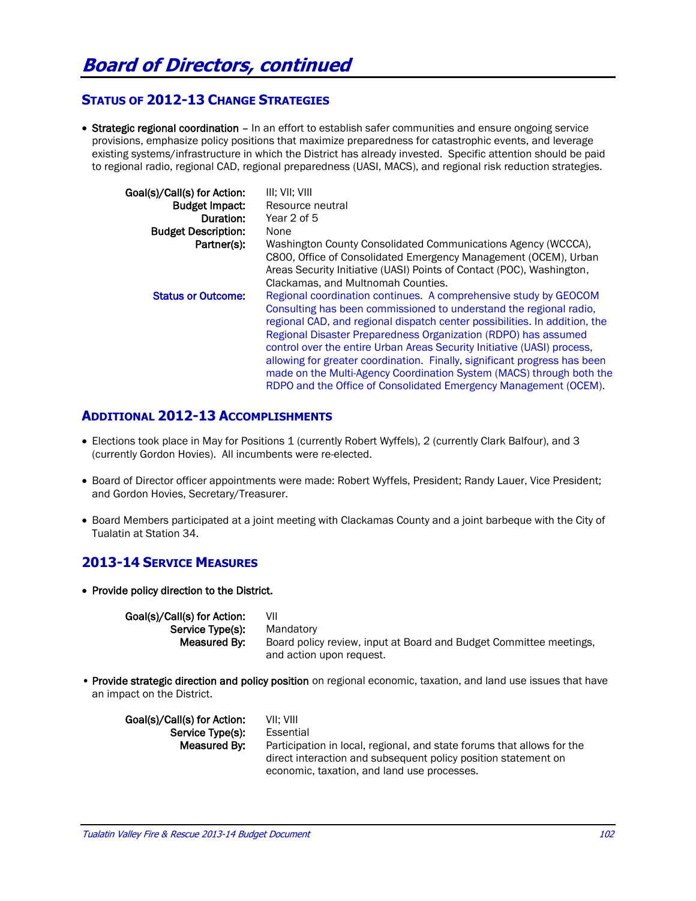# Board of Directors, continued

## Status of 2012-13 Change Strategies

- **Strategic regional coordination** – In an effort to establish safer communities and ensure ongoing service provisions, emphasize policy positions that maximize preparedness for catastrophic events, and leverage existing systems/infrastructure in which the District has already invested. Specific attention should be paid to regional radio, regional CAD, regional preparedness (UASI, MACS), and regional risk reduction strategies.

  **Goal(s)/Call(s) for Action:** III; VII; VIII
  **Budget Impact:** Resource neutral
  **Duration:** Year 2 of 5
  **Budget Description:** None
  **Partner(s):** Washington County Consolidated Communications Agency (WCCCA), C800, Office of Consolidated Emergency Management (OCEM), Urban Areas Security Initiative (UASI) Points of Contact (POC), Washington, Clackamas, and Multnomah Counties.
  **Status or Outcome:** Regional coordination continues. A comprehensive study by GEOCOM Consulting has been commissioned to understand the regional radio, regional CAD, and regional dispatch center possibilities. In addition, the Regional Disaster Preparedness Organization (RDPO) has assumed control over the entire Urban Areas Security Initiative (UASI) process, allowing for greater coordination. Finally, significant progress has been made on the Multi-Agency Coordination System (MACS) through both the RDPO and the Office of Consolidated Emergency Management (OCEM).

## Additional 2012-13 Accomplishments

- Elections took place in May for Positions 1 (currently Robert Wyffels), 2 (currently Clark Balfour), and 3 (currently Gordon Hovies). All incumbents were re-elected.
- Board of Director officer appointments were made: Robert Wyffels, President; Randy Lauer, Vice President; and Gordon Hovies, Secretary/Treasurer.
- Board Members participated at a joint meeting with Clackamas County and a joint barbeque with the City of Tualatin at Station 34.

## 2013-14 Service Measures

- **Provide policy direction to the District.**

  **Goal(s)/Call(s) for Action:** VII
  **Service Type(s):** Mandatory
  **Measured By:** Board policy review, input at Board and Budget Committee meetings, and action upon request.

- **Provide strategic direction and policy position** on regional economic, taxation, and land use issues that have an impact on the District.

  **Goal(s)/Call(s) for Action:** VII; VIII
  **Service Type(s):** Essential
  **Measured By:** Participation in local, regional, and state forums that allows for the direct interaction and subsequent policy position statement on economic, taxation, and land use processes.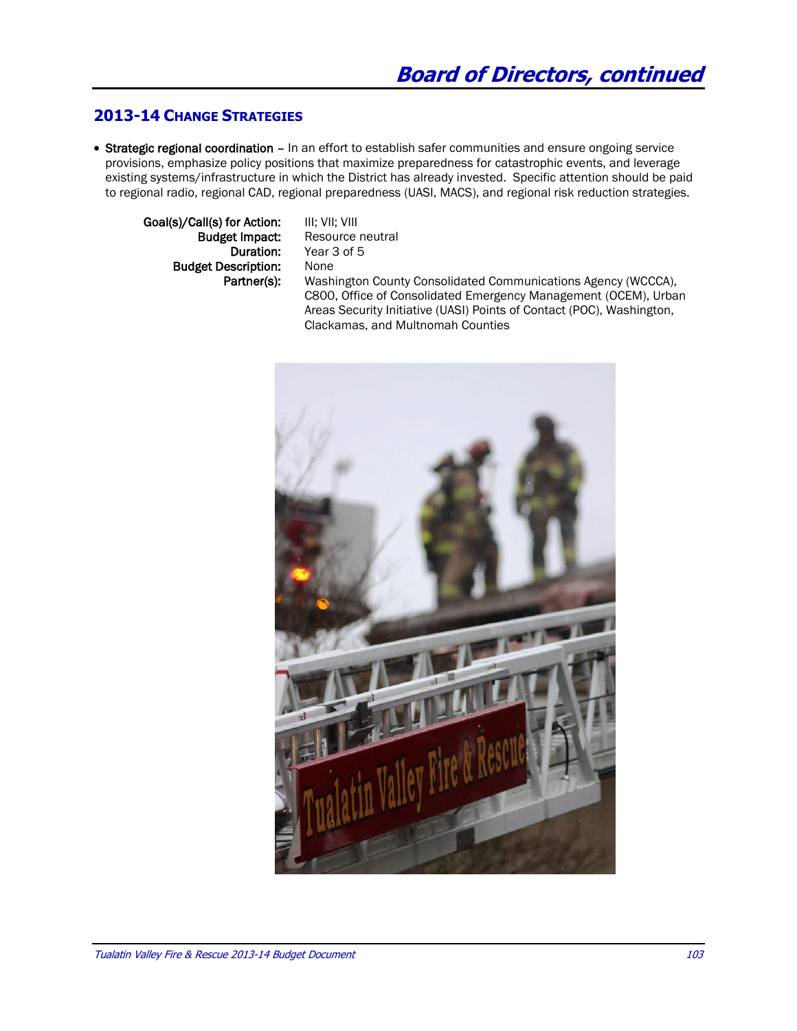## 2013-14 CHANGE STRATEGIES

- **Strategic regional coordination** – In an effort to establish safer communities and ensure ongoing service provisions, emphasize policy positions that maximize preparedness for catastrophic events, and leverage existing systems/infrastructure in which the District has already invested. Specific attention should be paid to regional radio, regional CAD, regional preparedness (UASI, MACS), and regional risk reduction strategies.

  **Goal(s)/Call(s) for Action:** III; VII; VIII
  **Budget Impact:** Resource neutral
  **Duration:** Year 3 of 5
  **Budget Description:** None
  **Partner(s):** Washington County Consolidated Communications Agency (WCCCA), C800, Office of Consolidated Emergency Management (OCEM), Urban Areas Security Initiative (UASI) Points of Contact (POC), Washington, Clackamas, and Multnomah Counties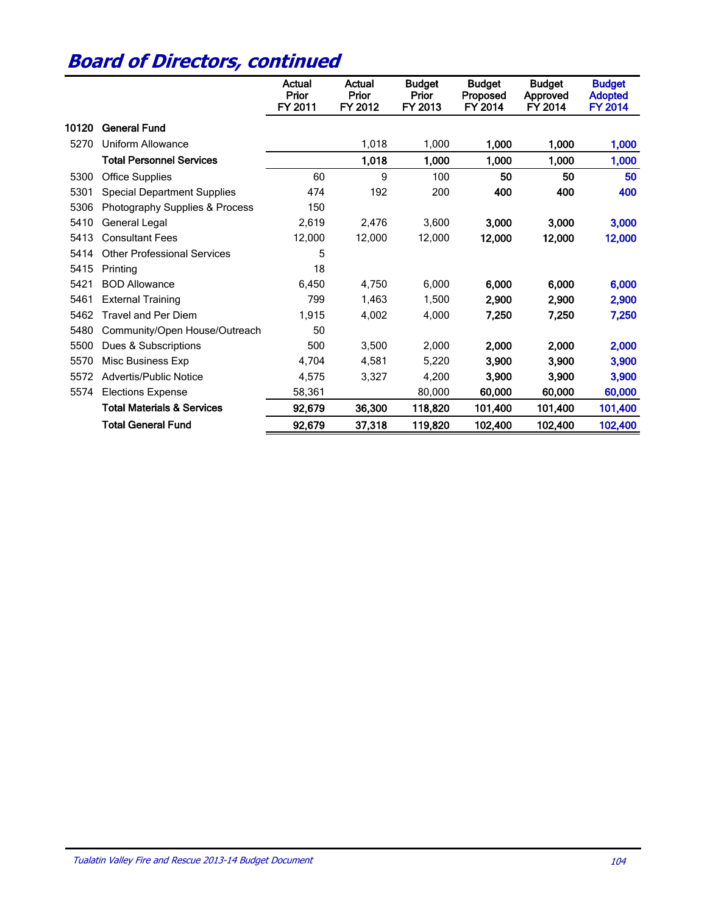# Board of Directors, continued

| | | Actual Prior FY 2011 | Actual Prior FY 2012 | Budget Prior FY 2013 | Budget Proposed FY 2014 | Budget Approved FY 2014 | Budget Adopted FY 2014 |
|---|---|---|---|---|---|---|---|
| **10120** | **General Fund** | | | | | | |
| 5270 | Uniform Allowance | | 1,018 | 1,000 | 1,000 | 1,000 | 1,000 |
| | **Total Personnel Services** | | **1,018** | **1,000** | **1,000** | **1,000** | **1,000** |
| 5300 | Office Supplies | 60 | 9 | 100 | 50 | 50 | 50 |
| 5301 | Special Department Supplies | 474 | 192 | 200 | 400 | 400 | 400 |
| 5306 | Photography Supplies & Process | 150 | | | | | |
| 5410 | General Legal | 2,619 | 2,476 | 3,600 | 3,000 | 3,000 | 3,000 |
| 5413 | Consultant Fees | 12,000 | 12,000 | 12,000 | 12,000 | 12,000 | 12,000 |
| 5414 | Other Professional Services | 5 | | | | | |
| 5415 | Printing | 18 | | | | | |
| 5421 | BOD Allowance | 6,450 | 4,750 | 6,000 | 6,000 | 6,000 | 6,000 |
| 5461 | External Training | 799 | 1,463 | 1,500 | 2,900 | 2,900 | 2,900 |
| 5462 | Travel and Per Diem | 1,915 | 4,002 | 4,000 | 7,250 | 7,250 | 7,250 |
| 5480 | Community/Open House/Outreach | 50 | | | | | |
| 5500 | Dues & Subscriptions | 500 | 3,500 | 2,000 | 2,000 | 2,000 | 2,000 |
| 5570 | Misc Business Exp | 4,704 | 4,581 | 5,220 | 3,900 | 3,900 | 3,900 |
| 5572 | Advertis/Public Notice | 4,575 | 3,327 | 4,200 | 3,900 | 3,900 | 3,900 |
| 5574 | Elections Expense | 58,361 | | 80,000 | 60,000 | 60,000 | 60,000 |
| | **Total Materials & Services** | **92,679** | **36,300** | **118,820** | **101,400** | **101,400** | **101,400** |
| | **Total General Fund** | **92,679** | **37,318** | **119,820** | **102,400** | **102,400** | **102,400** |